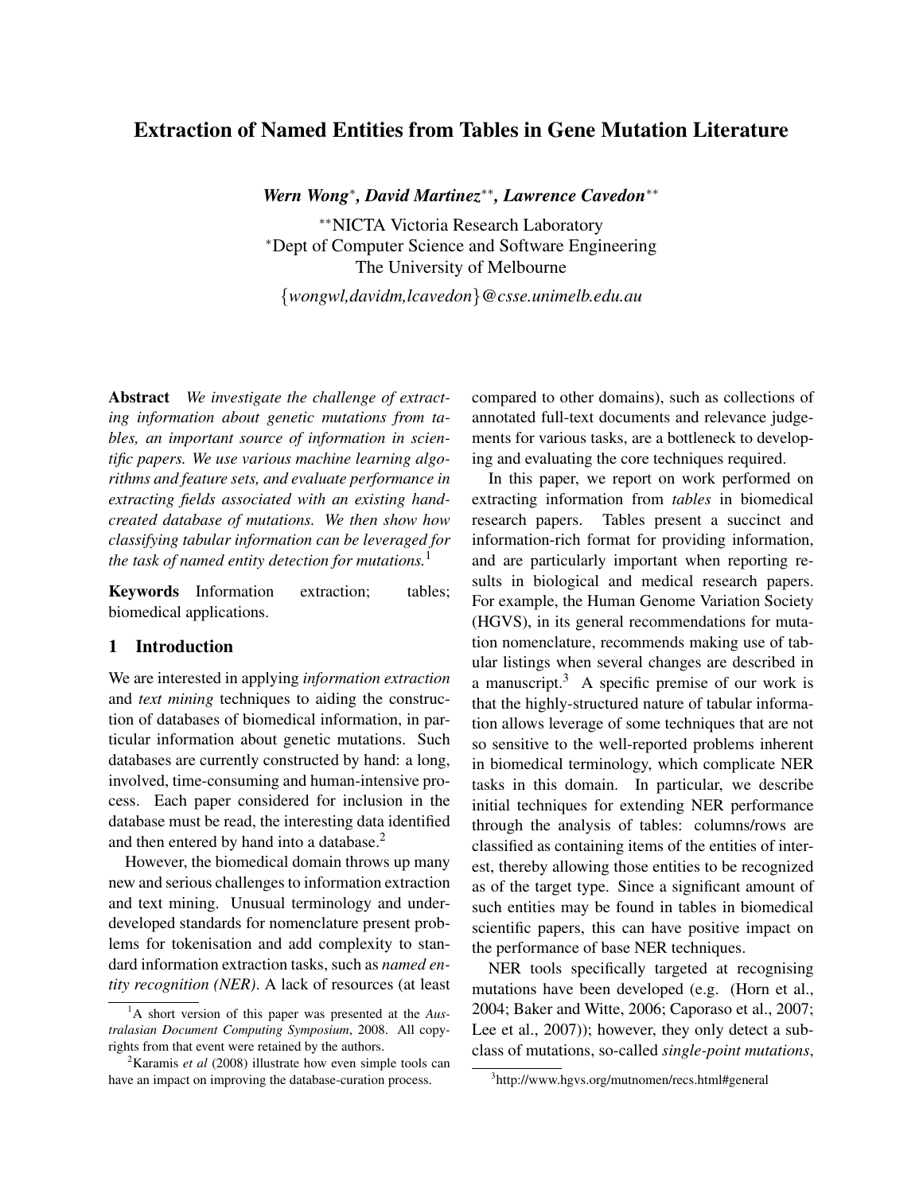# Extraction of Named Entities from Tables in Gene Mutation Literature

***Wern Wong**[\*], **David Martinez**[\*\*], **Lawrence Cavedon**[\*\*]*

[\*\*]NICTA Victoria Research Laboratory
[\*]Dept of Computer Science and Software Engineering
The University of Melbourne

{*wongwl,davidm,lcavedon*}*@csse.unimelb.edu.au*

**Abstract** *We investigate the challenge of extracting information about genetic mutations from tables, an important source of information in scientific papers. We use various machine learning algorithms and feature sets, and evaluate performance in extracting fields associated with an existing hand-created database of mutations. We then show how classifying tabular information can be leveraged for the task of named entity detection for mutations.*[1]

**Keywords** Information extraction; tables; biomedical applications.

## 1 Introduction

We are interested in applying *information extraction* and *text mining* techniques to aiding the construction of databases of biomedical information, in particular information about genetic mutations. Such databases are currently constructed by hand: a long, involved, time-consuming and human-intensive process. Each paper considered for inclusion in the database must be read, the interesting data identified and then entered by hand into a database.[2]

However, the biomedical domain throws up many new and serious challenges to information extraction and text mining. Unusual terminology and under-developed standards for nomenclature present problems for tokenisation and add complexity to standard information extraction tasks, such as *named entity recognition (NER)*. A lack of resources (at least compared to other domains), such as collections of annotated full-text documents and relevance judgements for various tasks, are a bottleneck to developing and evaluating the core techniques required.

In this paper, we report on work performed on extracting information from *tables* in biomedical research papers. Tables present a succinct and information-rich format for providing information, and are particularly important when reporting results in biological and medical research papers. For example, the Human Genome Variation Society (HGVS), in its general recommendations for mutation nomenclature, recommends making use of tabular listings when several changes are described in a manuscript.[3] A specific premise of our work is that the highly-structured nature of tabular information allows leverage of some techniques that are not so sensitive to the well-reported problems inherent in biomedical terminology, which complicate NER tasks in this domain. In particular, we describe initial techniques for extending NER performance through the analysis of tables: columns/rows are classified as containing items of the entities of interest, thereby allowing those entities to be recognized as of the target type. Since a significant amount of such entities may be found in tables in biomedical scientific papers, this can have positive impact on the performance of base NER techniques.

NER tools specifically targeted at recognising mutations have been developed (e.g. (Horn et al., 2004; Baker and Witte, 2006; Caporaso et al., 2007; Lee et al., 2007)); however, they only detect a subclass of mutations, so-called *single-point mutations*,

[1] A short version of this paper was presented at the *Australasian Document Computing Symposium*, 2008. All copyrights from that event were retained by the authors.

[2] Karamis *et al* (2008) illustrate how even simple tools can have an impact on improving the database-curation process.

[3] http://www.hgvs.org/mutnomen/recs.html#general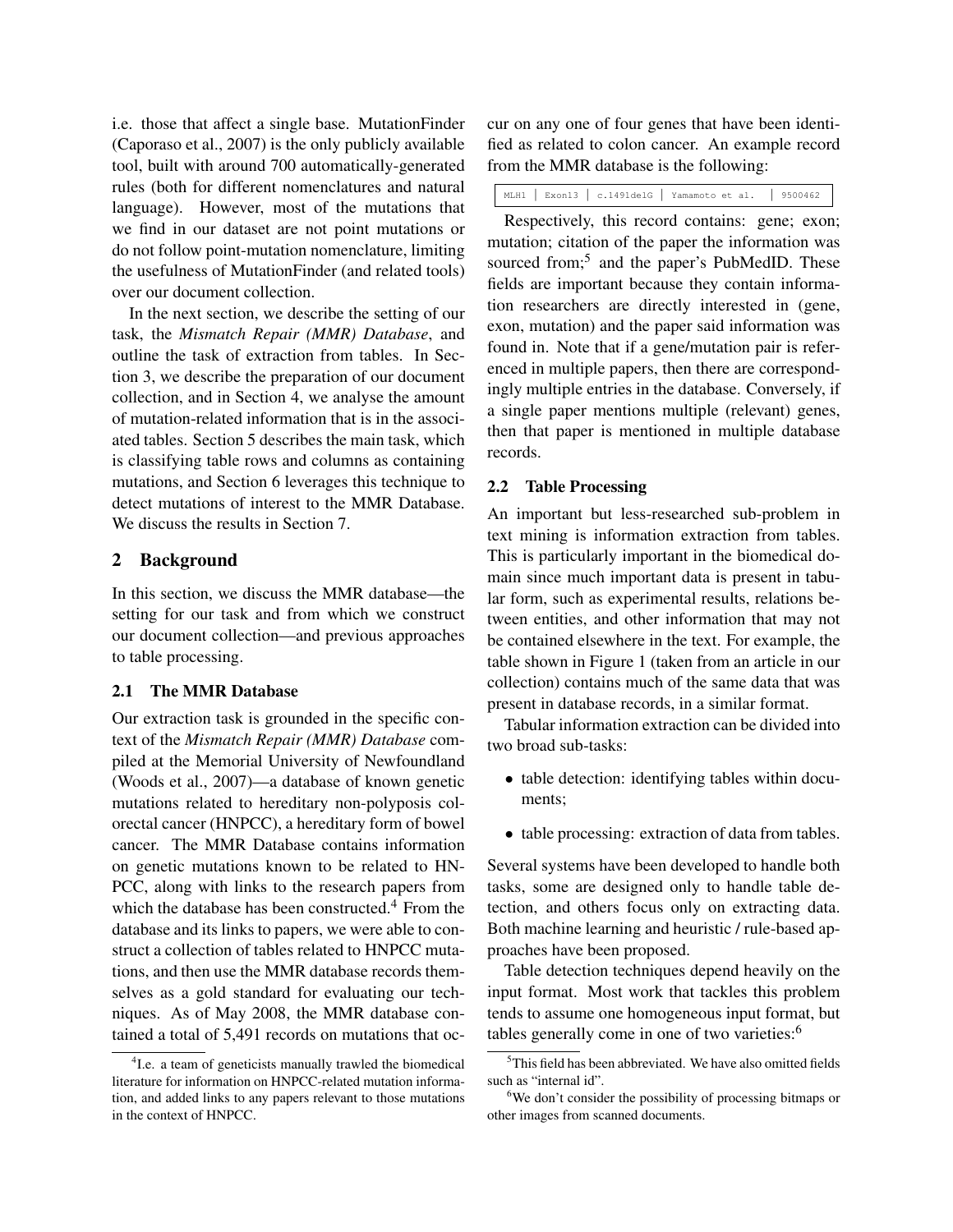i.e. those that affect a single base. MutationFinder (Caporaso et al., 2007) is the only publicly available tool, built with around 700 automatically-generated rules (both for different nomenclatures and natural language). However, most of the mutations that we find in our dataset are not point mutations or do not follow point-mutation nomenclature, limiting the usefulness of MutationFinder (and related tools) over our document collection.

In the next section, we describe the setting of our task, the *Mismatch Repair (MMR) Database*, and outline the task of extraction from tables. In Section 3, we describe the preparation of our document collection, and in Section 4, we analyse the amount of mutation-related information that is in the associated tables. Section 5 describes the main task, which is classifying table rows and columns as containing mutations, and Section 6 leverages this technique to detect mutations of interest to the MMR Database. We discuss the results in Section 7.

## 2 Background

In this section, we discuss the MMR database—the setting for our task and from which we construct our document collection—and previous approaches to table processing.

### 2.1 The MMR Database

Our extraction task is grounded in the specific context of the *Mismatch Repair (MMR) Database* compiled at the Memorial University of Newfoundland (Woods et al., 2007)—a database of known genetic mutations related to hereditary non-polyposis colorectal cancer (HNPCC), a hereditary form of bowel cancer. The MMR Database contains information on genetic mutations known to be related to HNPCC, along with links to the research papers from which the database has been constructed.[4] From the database and its links to papers, we were able to construct a collection of tables related to HNPCC mutations, and then use the MMR database records themselves as a gold standard for evaluating our techniques. As of May 2008, the MMR database contained a total of 5,491 records on mutations that occur on any one of four genes that have been identified as related to colon cancer. An example record from the MMR database is the following:

| MLH1 | Exon13 | c.1491delG | Yamamoto et al. | 9500462 |
|---|---|---|---|---|

Respectively, this record contains: gene; exon; mutation; citation of the paper the information was sourced from;[5] and the paper's PubMedID. These fields are important because they contain information researchers are directly interested in (gene, exon, mutation) and the paper said information was found in. Note that if a gene/mutation pair is referenced in multiple papers, then there are correspondingly multiple entries in the database. Conversely, if a single paper mentions multiple (relevant) genes, then that paper is mentioned in multiple database records.

### 2.2 Table Processing

An important but less-researched sub-problem in text mining is information extraction from tables. This is particularly important in the biomedical domain since much important data is present in tabular form, such as experimental results, relations between entities, and other information that may not be contained elsewhere in the text. For example, the table shown in Figure 1 (taken from an article in our collection) contains much of the same data that was present in database records, in a similar format.

Tabular information extraction can be divided into two broad sub-tasks:

- table detection: identifying tables within documents;
- table processing: extraction of data from tables.

Several systems have been developed to handle both tasks, some are designed only to handle table detection, and others focus only on extracting data. Both machine learning and heuristic / rule-based approaches have been proposed.

Table detection techniques depend heavily on the input format. Most work that tackles this problem tends to assume one homogeneous input format, but tables generally come in one of two varieties:[6]

[4] I.e. a team of geneticists manually trawled the biomedical literature for information on HNPCC-related mutation information, and added links to any papers relevant to those mutations in the context of HNPCC.

[5] This field has been abbreviated. We have also omitted fields such as "internal id".

[6] We don't consider the possibility of processing bitmaps or other images from scanned documents.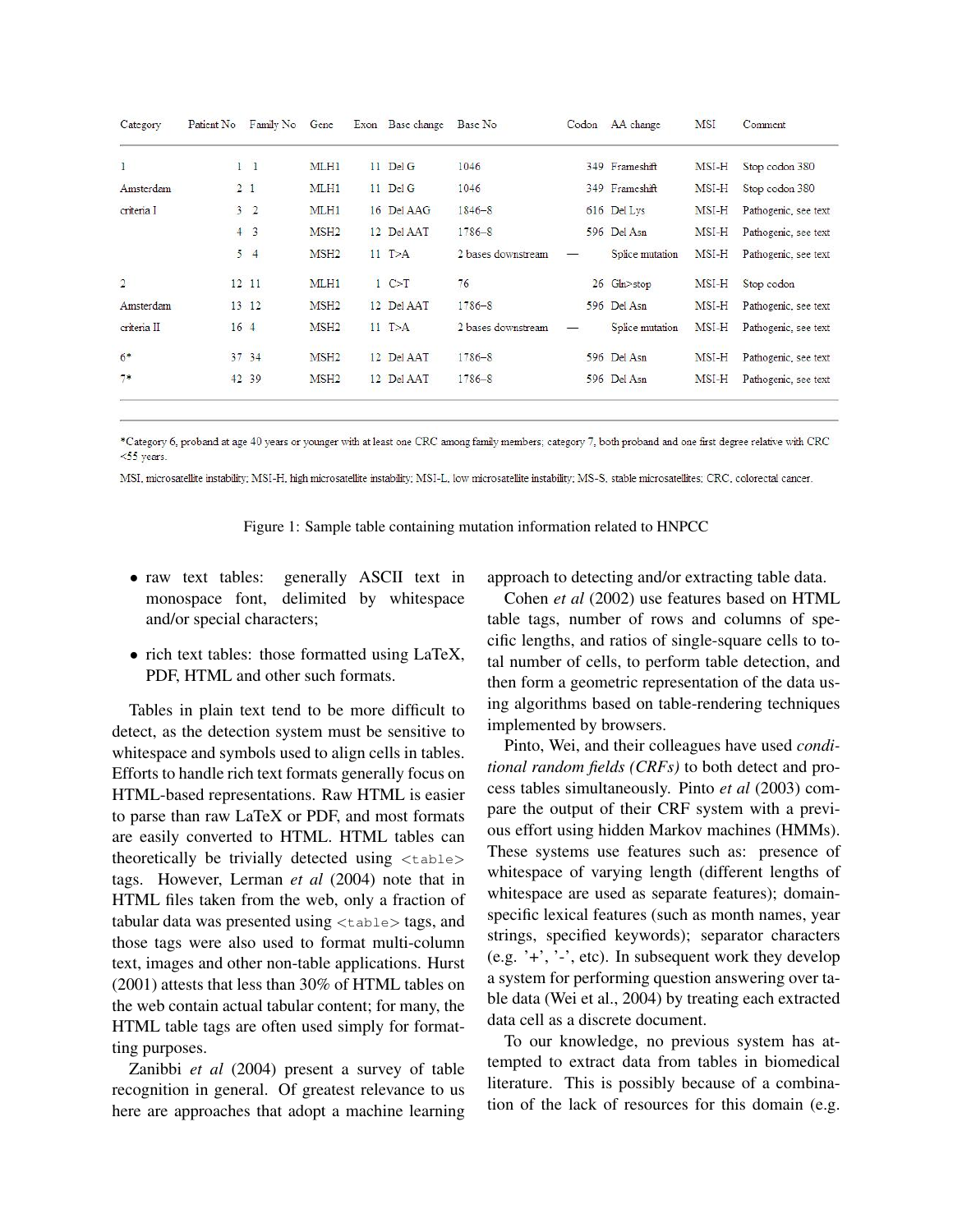| Category | Patient No | Family No | Gene | Exon | Base change | Base No | Codon | AA change | MSI | Comment |
|---|---|---|---|---|---|---|---|---|---|---|
| 1 | 1 | 1 | MLH1 | 11 | Del G | 1046 | 349 | Frameshift | MSI-H | Stop codon 380 |
| Amsterdam | 2 | 1 | MLH1 | 11 | Del G | 1046 | 349 | Frameshift | MSI-H | Stop codon 380 |
| criteria I | 3 | 2 | MLH1 | 16 | Del AAG | 1846–8 | 616 | Del Lys | MSI-H | Pathogenic, see text |
| | 4 | 3 | MSH2 | 12 | Del AAT | 1786–8 | 596 | Del Asn | MSI-H | Pathogenic, see text |
| | 5 | 4 | MSH2 | 11 | T>A | 2 bases downstream | — | Splice mutation | MSI-H | Pathogenic, see text |
| 2 | 12 | 11 | MLH1 | 1 | C>T | 76 | 26 | Gln>stop | MSI-H | Stop codon |
| Amsterdam | 13 | 12 | MSH2 | 12 | Del AAT | 1786–8 | 596 | Del Asn | MSI-H | Pathogenic, see text |
| criteria II | 16 | 4 | MSH2 | 11 | T>A | 2 bases downstream | — | Splice mutation | MSI-H | Pathogenic, see text |
| 6* | 37 | 34 | MSH2 | 12 | Del AAT | 1786–8 | 596 | Del Asn | MSI-H | Pathogenic, see text |
| 7* | 42 | 39 | MSH2 | 12 | Del AAT | 1786–8 | 596 | Del Asn | MSI-H | Pathogenic, see text |

*Category 6, proband at age 40 years or younger with at least one CRC among family members; category 7, both proband and one first degree relative with CRC <55 years.

MSI, microsatellite instability; MSI-H, high microsatellite instability; MSI-L, low microsatellite instability; MS-S, stable microsatellites; CRC, colorectal cancer.

Figure 1: Sample table containing mutation information related to HNPCC

- raw text tables: generally ASCII text in monospace font, delimited by whitespace and/or special characters;
- rich text tables: those formatted using LaTeX, PDF, HTML and other such formats.

Tables in plain text tend to be more difficult to detect, as the detection system must be sensitive to whitespace and symbols used to align cells in tables. Efforts to handle rich text formats generally focus on HTML-based representations. Raw HTML is easier to parse than raw LaTeX or PDF, and most formats are easily converted to HTML. HTML tables can theoretically be trivially detected using `<table>` tags. However, Lerman *et al* (2004) note that in HTML files taken from the web, only a fraction of tabular data was presented using `<table>` tags, and those tags were also used to format multi-column text, images and other non-table applications. Hurst (2001) attests that less than 30% of HTML tables on the web contain actual tabular content; for many, the HTML table tags are often used simply for formatting purposes.

Zanibbi *et al* (2004) present a survey of table recognition in general. Of greatest relevance to us here are approaches that adopt a machine learning approach to detecting and/or extracting table data.

Cohen *et al* (2002) use features based on HTML table tags, number of rows and columns of specific lengths, and ratios of single-square cells to total number of cells, to perform table detection, and then form a geometric representation of the data using algorithms based on table-rendering techniques implemented by browsers.

Pinto, Wei, and their colleagues have used *conditional random fields (CRFs)* to both detect and process tables simultaneously. Pinto *et al* (2003) compare the output of their CRF system with a previous effort using hidden Markov machines (HMMs). These systems use features such as: presence of whitespace of varying length (different lengths of whitespace are used as separate features); domain-specific lexical features (such as month names, year strings, specified keywords); separator characters (e.g. '+', '-', etc). In subsequent work they develop a system for performing question answering over table data (Wei et al., 2004) by treating each extracted data cell as a discrete document.

To our knowledge, no previous system has attempted to extract data from tables in biomedical literature. This is possibly because of a combination of the lack of resources for this domain (e.g.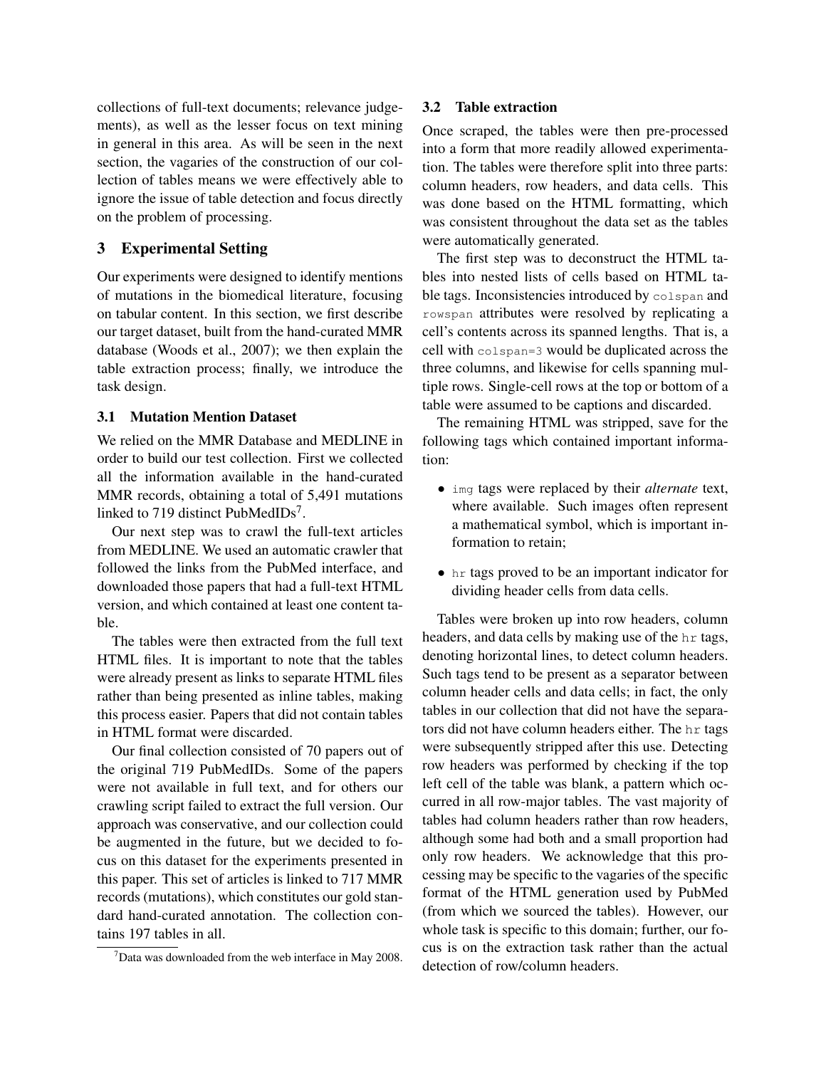collections of full-text documents; relevance judgements), as well as the lesser focus on text mining in general in this area. As will be seen in the next section, the vagaries of the construction of our collection of tables means we were effectively able to ignore the issue of table detection and focus directly on the problem of processing.

## 3 Experimental Setting

Our experiments were designed to identify mentions of mutations in the biomedical literature, focusing on tabular content. In this section, we first describe our target dataset, built from the hand-curated MMR database (Woods et al., 2007); we then explain the table extraction process; finally, we introduce the task design.

### 3.1 Mutation Mention Dataset

We relied on the MMR Database and MEDLINE in order to build our test collection. First we collected all the information available in the hand-curated MMR records, obtaining a total of 5,491 mutations linked to 719 distinct PubMedIDs[7].

Our next step was to crawl the full-text articles from MEDLINE. We used an automatic crawler that followed the links from the PubMed interface, and downloaded those papers that had a full-text HTML version, and which contained at least one content table.

The tables were then extracted from the full text HTML files. It is important to note that the tables were already present as links to separate HTML files rather than being presented as inline tables, making this process easier. Papers that did not contain tables in HTML format were discarded.

Our final collection consisted of 70 papers out of the original 719 PubMedIDs. Some of the papers were not available in full text, and for others our crawling script failed to extract the full version. Our approach was conservative, and our collection could be augmented in the future, but we decided to focus on this dataset for the experiments presented in this paper. This set of articles is linked to 717 MMR records (mutations), which constitutes our gold standard hand-curated annotation. The collection contains 197 tables in all.

[7]Data was downloaded from the web interface in May 2008.

### 3.2 Table extraction

Once scraped, the tables were then pre-processed into a form that more readily allowed experimentation. The tables were therefore split into three parts: column headers, row headers, and data cells. This was done based on the HTML formatting, which was consistent throughout the data set as the tables were automatically generated.

The first step was to deconstruct the HTML tables into nested lists of cells based on HTML table tags. Inconsistencies introduced by `colspan` and `rowspan` attributes were resolved by replicating a cell's contents across its spanned lengths. That is, a cell with `colspan=3` would be duplicated across the three columns, and likewise for cells spanning multiple rows. Single-cell rows at the top or bottom of a table were assumed to be captions and discarded.

The remaining HTML was stripped, save for the following tags which contained important information:

- `img` tags were replaced by their *alternate* text, where available. Such images often represent a mathematical symbol, which is important information to retain;
- `hr` tags proved to be an important indicator for dividing header cells from data cells.

Tables were broken up into row headers, column headers, and data cells by making use of the `hr` tags, denoting horizontal lines, to detect column headers. Such tags tend to be present as a separator between column header cells and data cells; in fact, the only tables in our collection that did not have the separators did not have column headers either. The `hr` tags were subsequently stripped after this use. Detecting row headers was performed by checking if the top left cell of the table was blank, a pattern which occurred in all row-major tables. The vast majority of tables had column headers rather than row headers, although some had both and a small proportion had only row headers. We acknowledge that this processing may be specific to the vagaries of the specific format of the HTML generation used by PubMed (from which we sourced the tables). However, our whole task is specific to this domain; further, our focus is on the extraction task rather than the actual detection of row/column headers.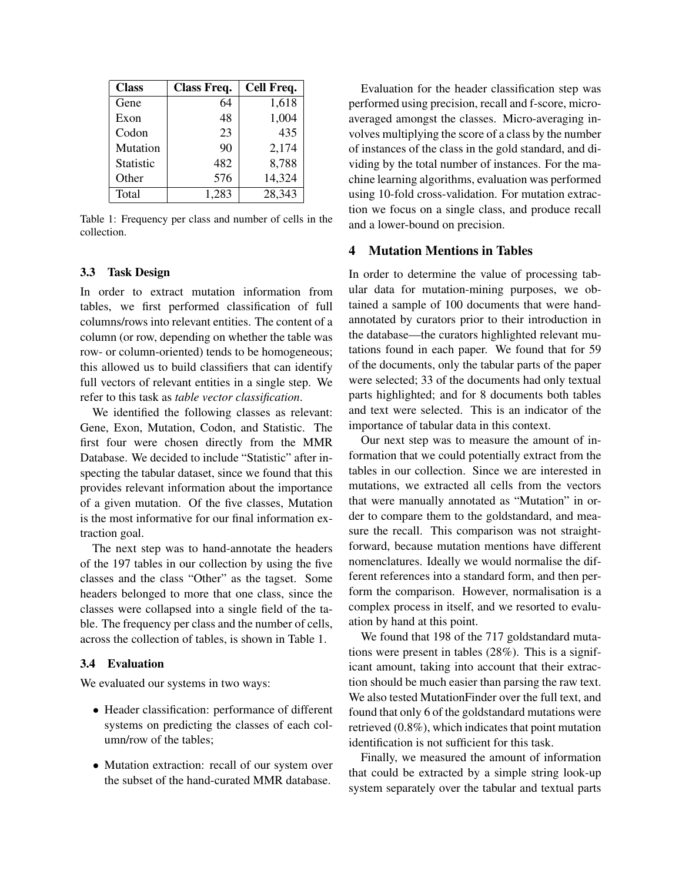| Class | Class Freq. | Cell Freq. |
| --- | --- | --- |
| Gene | 64 | 1,618 |
| Exon | 48 | 1,004 |
| Codon | 23 | 435 |
| Mutation | 90 | 2,174 |
| Statistic | 482 | 8,788 |
| Other | 576 | 14,324 |
| Total | 1,283 | 28,343 |

Table 1: Frequency per class and number of cells in the collection.

### 3.3 Task Design

In order to extract mutation information from tables, we first performed classification of full columns/rows into relevant entities. The content of a column (or row, depending on whether the table was row- or column-oriented) tends to be homogeneous; this allowed us to build classifiers that can identify full vectors of relevant entities in a single step. We refer to this task as *table vector classification*.

We identified the following classes as relevant: Gene, Exon, Mutation, Codon, and Statistic. The first four were chosen directly from the MMR Database. We decided to include "Statistic" after inspecting the tabular dataset, since we found that this provides relevant information about the importance of a given mutation. Of the five classes, Mutation is the most informative for our final information extraction goal.

The next step was to hand-annotate the headers of the 197 tables in our collection by using the five classes and the class "Other" as the tagset. Some headers belonged to more that one class, since the classes were collapsed into a single field of the table. The frequency per class and the number of cells, across the collection of tables, is shown in Table 1.

### 3.4 Evaluation

We evaluated our systems in two ways:

- Header classification: performance of different systems on predicting the classes of each column/row of the tables;
- Mutation extraction: recall of our system over the subset of the hand-curated MMR database.

Evaluation for the header classification step was performed using precision, recall and f-score, micro-averaged amongst the classes. Micro-averaging involves multiplying the score of a class by the number of instances of the class in the gold standard, and dividing by the total number of instances. For the machine learning algorithms, evaluation was performed using 10-fold cross-validation. For mutation extraction we focus on a single class, and produce recall and a lower-bound on precision.

## 4 Mutation Mentions in Tables

In order to determine the value of processing tabular data for mutation-mining purposes, we obtained a sample of 100 documents that were hand-annotated by curators prior to their introduction in the database—the curators highlighted relevant mutations found in each paper. We found that for 59 of the documents, only the tabular parts of the paper were selected; 33 of the documents had only textual parts highlighted; and for 8 documents both tables and text were selected. This is an indicator of the importance of tabular data in this context.

Our next step was to measure the amount of information that we could potentially extract from the tables in our collection. Since we are interested in mutations, we extracted all cells from the vectors that were manually annotated as "Mutation" in order to compare them to the goldstandard, and measure the recall. This comparison was not straightforward, because mutation mentions have different nomenclatures. Ideally we would normalise the different references into a standard form, and then perform the comparison. However, normalisation is a complex process in itself, and we resorted to evaluation by hand at this point.

We found that 198 of the 717 goldstandard mutations were present in tables (28%). This is a significant amount, taking into account that their extraction should be much easier than parsing the raw text. We also tested MutationFinder over the full text, and found that only 6 of the goldstandard mutations were retrieved (0.8%), which indicates that point mutation identification is not sufficient for this task.

Finally, we measured the amount of information that could be extracted by a simple string look-up system separately over the tabular and textual parts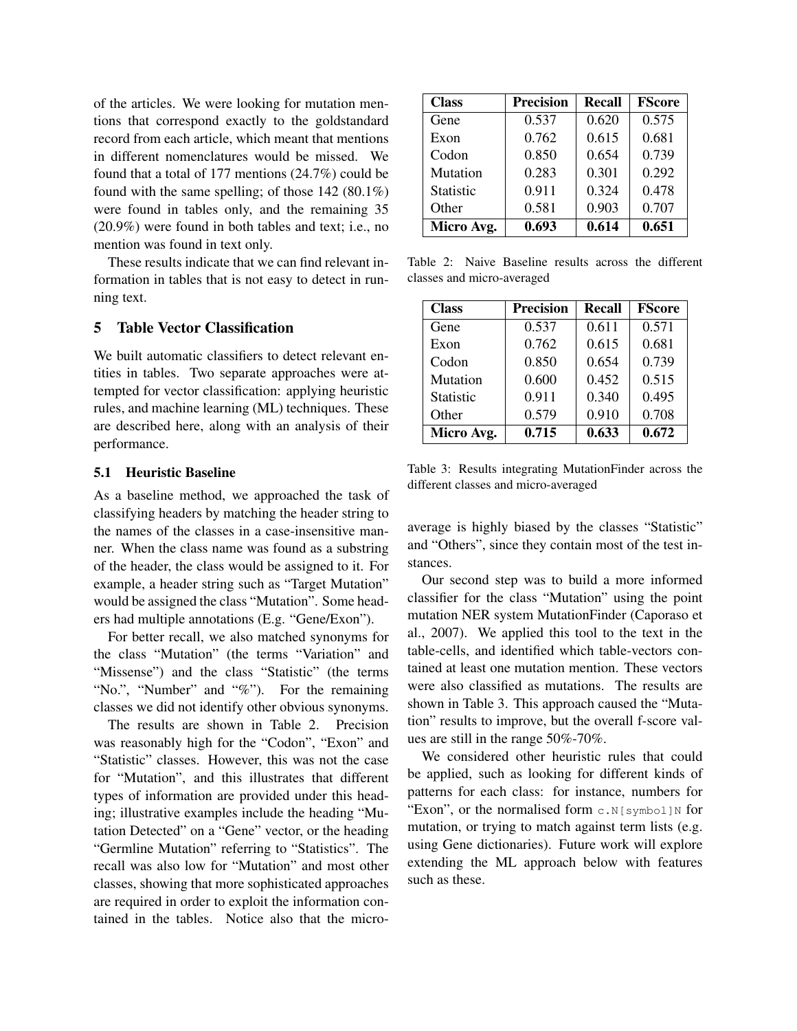of the articles. We were looking for mutation mentions that correspond exactly to the goldstandard record from each article, which meant that mentions in different nomenclatures would be missed. We found that a total of 177 mentions (24.7%) could be found with the same spelling; of those 142 (80.1%) were found in tables only, and the remaining 35 (20.9%) were found in both tables and text; i.e., no mention was found in text only.

These results indicate that we can find relevant information in tables that is not easy to detect in running text.

## 5 Table Vector Classification

We built automatic classifiers to detect relevant entities in tables. Two separate approaches were attempted for vector classification: applying heuristic rules, and machine learning (ML) techniques. These are described here, along with an analysis of their performance.

### 5.1 Heuristic Baseline

As a baseline method, we approached the task of classifying headers by matching the header string to the names of the classes in a case-insensitive manner. When the class name was found as a substring of the header, the class would be assigned to it. For example, a header string such as "Target Mutation" would be assigned the class "Mutation". Some headers had multiple annotations (E.g. "Gene/Exon").

For better recall, we also matched synonyms for the class "Mutation" (the terms "Variation" and "Missense") and the class "Statistic" (the terms "No.", "Number" and "%"). For the remaining classes we did not identify other obvious synonyms.

The results are shown in Table 2. Precision was reasonably high for the "Codon", "Exon" and "Statistic" classes. However, this was not the case for "Mutation", and this illustrates that different types of information are provided under this heading; illustrative examples include the heading "Mutation Detected" on a "Gene" vector, or the heading "Germline Mutation" referring to "Statistics". The recall was also low for "Mutation" and most other classes, showing that more sophisticated approaches are required in order to exploit the information contained in the tables. Notice also that the micro-average is highly biased by the classes "Statistic" and "Others", since they contain most of the test instances.

| Class | Precision | Recall | FScore |
|---|---|---|---|
| Gene | 0.537 | 0.620 | 0.575 |
| Exon | 0.762 | 0.615 | 0.681 |
| Codon | 0.850 | 0.654 | 0.739 |
| Mutation | 0.283 | 0.301 | 0.292 |
| Statistic | 0.911 | 0.324 | 0.478 |
| Other | 0.581 | 0.903 | 0.707 |
| **Micro Avg.** | **0.693** | **0.614** | **0.651** |

Table 2: Naive Baseline results across the different classes and micro-averaged

| Class | Precision | Recall | FScore |
|---|---|---|---|
| Gene | 0.537 | 0.611 | 0.571 |
| Exon | 0.762 | 0.615 | 0.681 |
| Codon | 0.850 | 0.654 | 0.739 |
| Mutation | 0.600 | 0.452 | 0.515 |
| Statistic | 0.911 | 0.340 | 0.495 |
| Other | 0.579 | 0.910 | 0.708 |
| **Micro Avg.** | **0.715** | **0.633** | **0.672** |

Table 3: Results integrating MutationFinder across the different classes and micro-averaged

Our second step was to build a more informed classifier for the class "Mutation" using the point mutation NER system MutationFinder (Caporaso et al., 2007). We applied this tool to the text in the table-cells, and identified which table-vectors contained at least one mutation mention. These vectors were also classified as mutations. The results are shown in Table 3. This approach caused the "Mutation" results to improve, but the overall f-score values are still in the range 50%-70%.

We considered other heuristic rules that could be applied, such as looking for different kinds of patterns for each class: for instance, numbers for "Exon", or the normalised form `c.N[symbol]N` for mutation, or trying to match against term lists (e.g. using Gene dictionaries). Future work will explore extending the ML approach below with features such as these.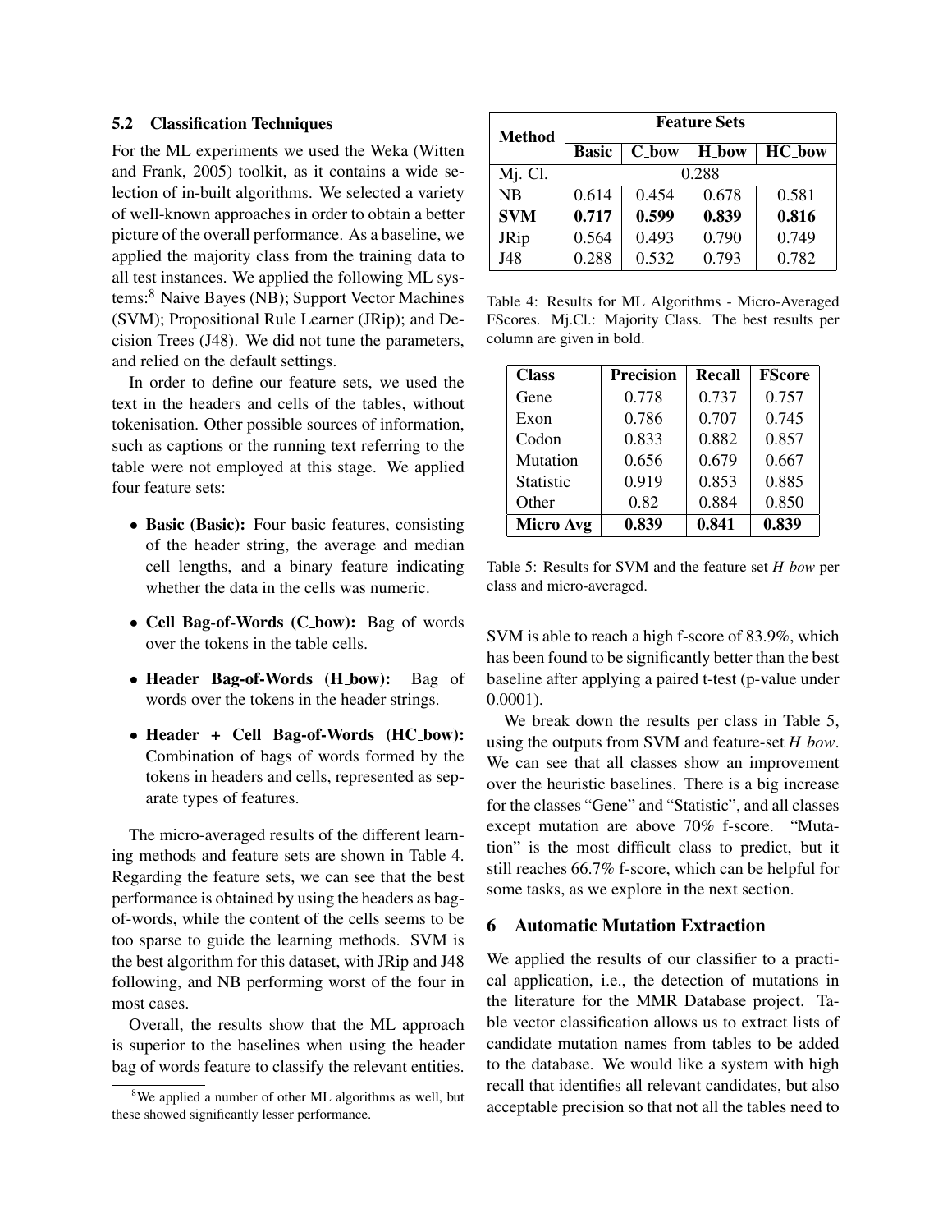### 5.2 Classification Techniques

For the ML experiments we used the Weka (Witten and Frank, 2005) toolkit, as it contains a wide selection of in-built algorithms. We selected a variety of well-known approaches in order to obtain a better picture of the overall performance. As a baseline, we applied the majority class from the training data to all test instances. We applied the following ML systems:[8] Naive Bayes (NB); Support Vector Machines (SVM); Propositional Rule Learner (JRip); and Decision Trees (J48). We did not tune the parameters, and relied on the default settings.

In order to define our feature sets, we used the text in the headers and cells of the tables, without tokenisation. Other possible sources of information, such as captions or the running text referring to the table were not employed at this stage. We applied four feature sets:

- **Basic (Basic):** Four basic features, consisting of the header string, the average and median cell lengths, and a binary feature indicating whether the data in the cells was numeric.
- **Cell Bag-of-Words (C_bow):** Bag of words over the tokens in the table cells.
- **Header Bag-of-Words (H_bow):** Bag of words over the tokens in the header strings.
- **Header + Cell Bag-of-Words (HC_bow):** Combination of bags of words formed by the tokens in headers and cells, represented as separate types of features.

The micro-averaged results of the different learning methods and feature sets are shown in Table 4. Regarding the feature sets, we can see that the best performance is obtained by using the headers as bag-of-words, while the content of the cells seems to be too sparse to guide the learning methods. SVM is the best algorithm for this dataset, with JRip and J48 following, and NB performing worst of the four in most cases.

Overall, the results show that the ML approach is superior to the baselines when using the header bag of words feature to classify the relevant entities.

| Method | Feature Sets | | | |
|---|---|---|---|---|
| | **Basic** | **C_bow** | **H_bow** | **HC_bow** |
| Mj. Cl. | 0.288 | | | |
| NB | 0.614 | 0.454 | 0.678 | 0.581 |
| **SVM** | **0.717** | **0.599** | **0.839** | **0.816** |
| JRip | 0.564 | 0.493 | 0.790 | 0.749 |
| J48 | 0.288 | 0.532 | 0.793 | 0.782 |

Table 4: Results for ML Algorithms - Micro-Averaged FScores. Mj.Cl.: Majority Class. The best results per column are given in bold.

| Class | Precision | Recall | FScore |
|---|---|---|---|
| Gene | 0.778 | 0.737 | 0.757 |
| Exon | 0.786 | 0.707 | 0.745 |
| Codon | 0.833 | 0.882 | 0.857 |
| Mutation | 0.656 | 0.679 | 0.667 |
| Statistic | 0.919 | 0.853 | 0.885 |
| Other | 0.82 | 0.884 | 0.850 |
| **Micro Avg** | **0.839** | **0.841** | **0.839** |

Table 5: Results for SVM and the feature set *H_bow* per class and micro-averaged.

SVM is able to reach a high f-score of 83.9%, which has been found to be significantly better than the best baseline after applying a paired t-test (p-value under 0.0001).

We break down the results per class in Table 5, using the outputs from SVM and feature-set *H_bow*. We can see that all classes show an improvement over the heuristic baselines. There is a big increase for the classes "Gene" and "Statistic", and all classes except mutation are above 70% f-score. "Mutation" is the most difficult class to predict, but it still reaches 66.7% f-score, which can be helpful for some tasks, as we explore in the next section.

## 6 Automatic Mutation Extraction

We applied the results of our classifier to a practical application, i.e., the detection of mutations in the literature for the MMR Database project. Table vector classification allows us to extract lists of candidate mutation names from tables to be added to the database. We would like a system with high recall that identifies all relevant candidates, but also acceptable precision so that not all the tables need to

[8] We applied a number of other ML algorithms as well, but these showed significantly lesser performance.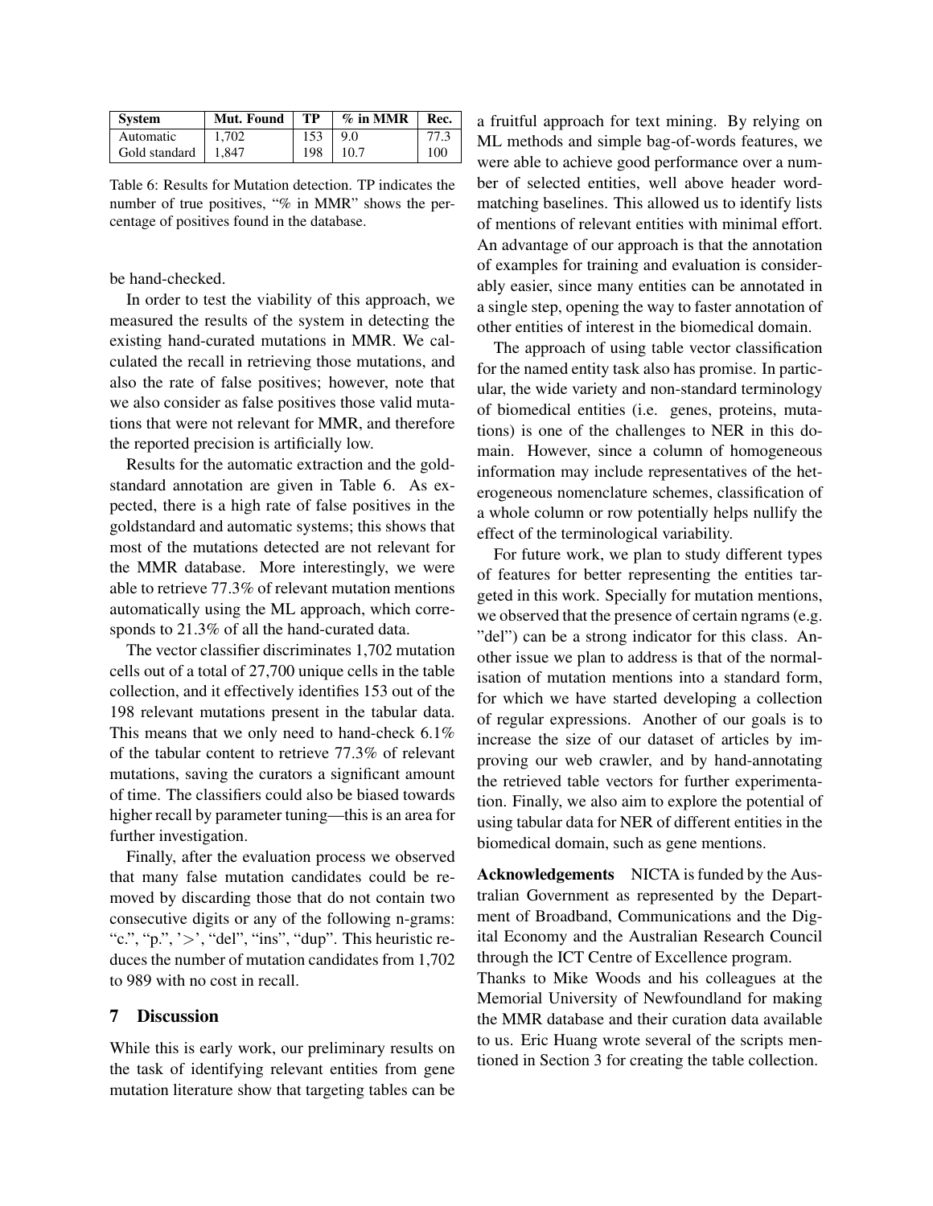| System | Mut. Found | TP | % in MMR | Rec. |
|---|---|---|---|---|
| Automatic | 1,702 | 153 | 9.0 | 77.3 |
| Gold standard | 1,847 | 198 | 10.7 | 100 |

Table 6: Results for Mutation detection. TP indicates the number of true positives, "% in MMR" shows the percentage of positives found in the database.

be hand-checked.

In order to test the viability of this approach, we measured the results of the system in detecting the existing hand-curated mutations in MMR. We calculated the recall in retrieving those mutations, and also the rate of false positives; however, note that we also consider as false positives those valid mutations that were not relevant for MMR, and therefore the reported precision is artificially low.

Results for the automatic extraction and the goldstandard annotation are given in Table 6. As expected, there is a high rate of false positives in the goldstandard and automatic systems; this shows that most of the mutations detected are not relevant for the MMR database. More interestingly, we were able to retrieve 77.3% of relevant mutation mentions automatically using the ML approach, which corresponds to 21.3% of all the hand-curated data.

The vector classifier discriminates 1,702 mutation cells out of a total of 27,700 unique cells in the table collection, and it effectively identifies 153 out of the 198 relevant mutations present in the tabular data. This means that we only need to hand-check 6.1% of the tabular content to retrieve 77.3% of relevant mutations, saving the curators a significant amount of time. The classifiers could also be biased towards higher recall by parameter tuning—this is an area for further investigation.

Finally, after the evaluation process we observed that many false mutation candidates could be removed by discarding those that do not contain two consecutive digits or any of the following n-grams: "c.", "p.", '>', "del", "ins", "dup". This heuristic reduces the number of mutation candidates from 1,702 to 989 with no cost in recall.

## 7 Discussion

While this is early work, our preliminary results on the task of identifying relevant entities from gene mutation literature show that targeting tables can be a fruitful approach for text mining. By relying on ML methods and simple bag-of-words features, we were able to achieve good performance over a number of selected entities, well above header word-matching baselines. This allowed us to identify lists of mentions of relevant entities with minimal effort. An advantage of our approach is that the annotation of examples for training and evaluation is considerably easier, since many entities can be annotated in a single step, opening the way to faster annotation of other entities of interest in the biomedical domain.

The approach of using table vector classification for the named entity task also has promise. In particular, the wide variety and non-standard terminology of biomedical entities (i.e. genes, proteins, mutations) is one of the challenges to NER in this domain. However, since a column of homogeneous information may include representatives of the heterogeneous nomenclature schemes, classification of a whole column or row potentially helps nullify the effect of the terminological variability.

For future work, we plan to study different types of features for better representing the entities targeted in this work. Specially for mutation mentions, we observed that the presence of certain ngrams (e.g. "del") can be a strong indicator for this class. Another issue we plan to address is that of the normalisation of mutation mentions into a standard form, for which we have started developing a collection of regular expressions. Another of our goals is to increase the size of our dataset of articles by improving our web crawler, and by hand-annotating the retrieved table vectors for further experimentation. Finally, we also aim to explore the potential of using tabular data for NER of different entities in the biomedical domain, such as gene mentions.

**Acknowledgements** NICTA is funded by the Australian Government as represented by the Department of Broadband, Communications and the Digital Economy and the Australian Research Council through the ICT Centre of Excellence program.

Thanks to Mike Woods and his colleagues at the Memorial University of Newfoundland for making the MMR database and their curation data available to us. Eric Huang wrote several of the scripts mentioned in Section 3 for creating the table collection.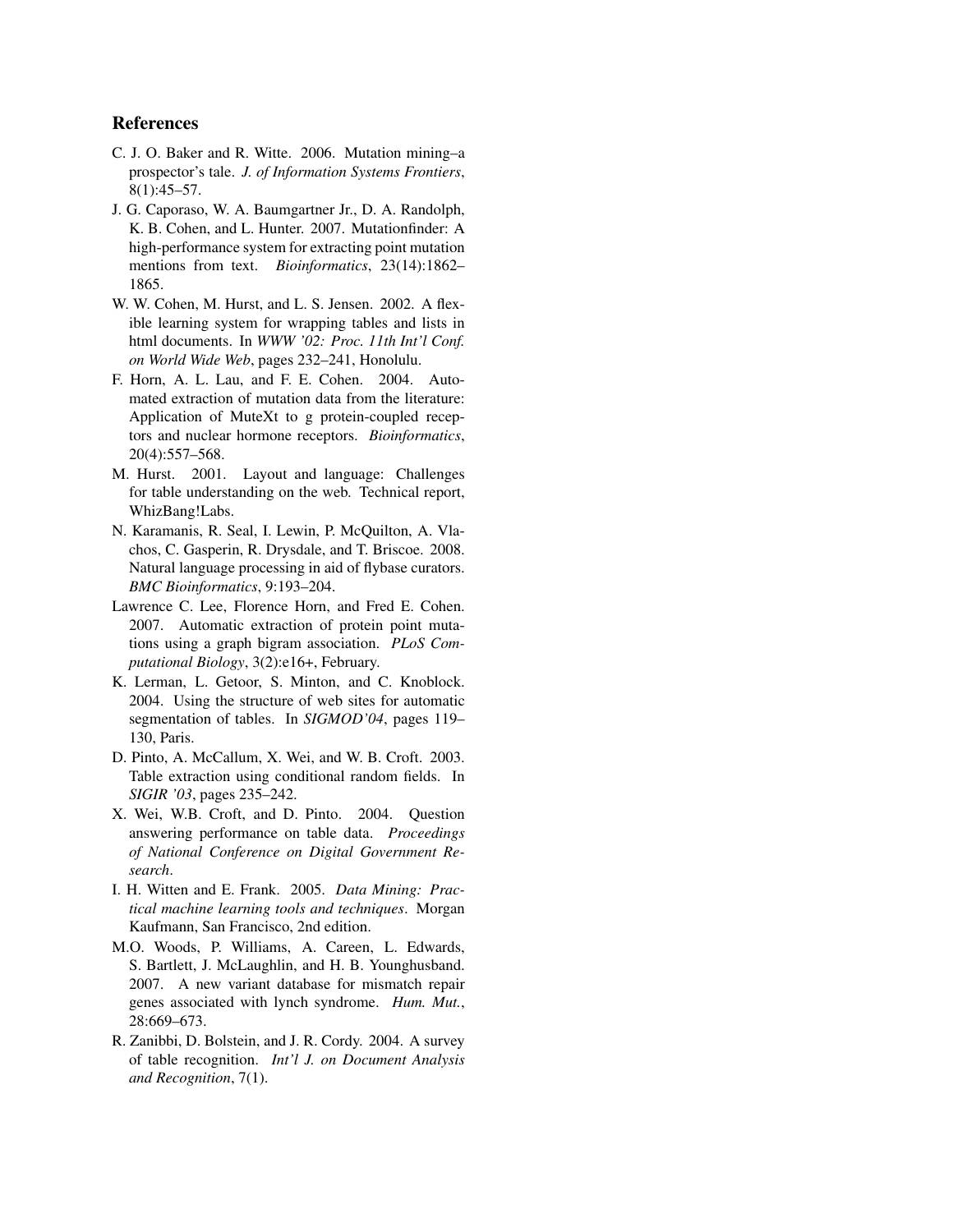## References

C. J. O. Baker and R. Witte. 2006. Mutation mining–a prospector's tale. *J. of Information Systems Frontiers*, 8(1):45–57.

J. G. Caporaso, W. A. Baumgartner Jr., D. A. Randolph, K. B. Cohen, and L. Hunter. 2007. Mutationfinder: A high-performance system for extracting point mutation mentions from text. *Bioinformatics*, 23(14):1862–1865.

W. W. Cohen, M. Hurst, and L. S. Jensen. 2002. A flexible learning system for wrapping tables and lists in html documents. In *WWW '02: Proc. 11th Int'l Conf. on World Wide Web*, pages 232–241, Honolulu.

F. Horn, A. L. Lau, and F. E. Cohen. 2004. Automated extraction of mutation data from the literature: Application of MuteXt to g protein-coupled receptors and nuclear hormone receptors. *Bioinformatics*, 20(4):557–568.

M. Hurst. 2001. Layout and language: Challenges for table understanding on the web. Technical report, WhizBang!Labs.

N. Karamanis, R. Seal, I. Lewin, P. McQuilton, A. Vlachos, C. Gasperin, R. Drysdale, and T. Briscoe. 2008. Natural language processing in aid of flybase curators. *BMC Bioinformatics*, 9:193–204.

Lawrence C. Lee, Florence Horn, and Fred E. Cohen. 2007. Automatic extraction of protein point mutations using a graph bigram association. *PLoS Computational Biology*, 3(2):e16+, February.

K. Lerman, L. Getoor, S. Minton, and C. Knoblock. 2004. Using the structure of web sites for automatic segmentation of tables. In *SIGMOD'04*, pages 119–130, Paris.

D. Pinto, A. McCallum, X. Wei, and W. B. Croft. 2003. Table extraction using conditional random fields. In *SIGIR '03*, pages 235–242.

X. Wei, W.B. Croft, and D. Pinto. 2004. Question answering performance on table data. *Proceedings of National Conference on Digital Government Research*.

I. H. Witten and E. Frank. 2005. *Data Mining: Practical machine learning tools and techniques*. Morgan Kaufmann, San Francisco, 2nd edition.

M.O. Woods, P. Williams, A. Careen, L. Edwards, S. Bartlett, J. McLaughlin, and H. B. Younghusband. 2007. A new variant database for mismatch repair genes associated with lynch syndrome. *Hum. Mut.*, 28:669–673.

R. Zanibbi, D. Bolstein, and J. R. Cordy. 2004. A survey of table recognition. *Int'l J. on Document Analysis and Recognition*, 7(1).